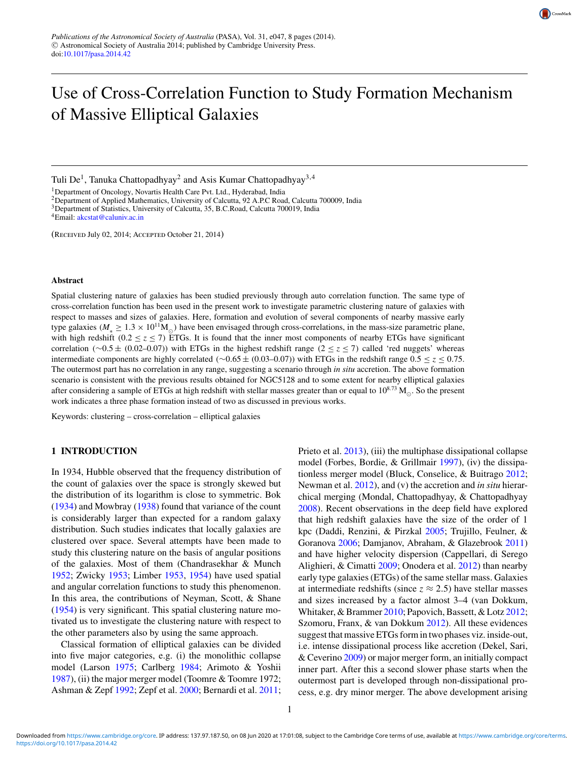Publications of the Astronomical Society of Australia (PASA), Vol. 31, e047, 8 pages (2014).
© Astronomical Society of Australia 2014; published by Cambridge University Press.
doi:10.1017/pasa.2014.42

# Use of Cross-Correlation Function to Study Formation Mechanism of Massive Elliptical Galaxies

Tuli De[1], Tanuka Chattopadhyay[2] and Asis Kumar Chattopadhyay[3,4]

[1]Department of Oncology, Novartis Health Care Pvt. Ltd., Hyderabad, India
[2]Department of Applied Mathematics, University of Calcutta, 92 A.P.C Road, Calcutta 700009, India
[3]Department of Statistics, University of Calcutta, 35, B.C.Road, Calcutta 700019, India
[4]Email: akcstat@caluniv.ac.in

(Received July 02, 2014; Accepted October 21, 2014)

### Abstract

Spatial clustering nature of galaxies has been studied previously through auto correlation function. The same type of cross-correlation function has been used in the present work to investigate parametric clustering nature of galaxies with respect to masses and sizes of galaxies. Here, formation and evolution of several components of nearby massive early type galaxies ($M_* \geq 1.3 \times 10^{11} M_\odot$) have been envisaged through cross-correlations, in the mass-size parametric plane, with high redshift ($0.2 \leq z \leq 7$) ETGs. It is found that the inner most components of nearby ETGs have significant correlation ($\sim 0.5 \pm$ (0.02–0.07)) with ETGs in the highest redshift range ($2 \leq z \leq 7$) called 'red nuggets' whereas intermediate components are highly correlated ($\sim 0.65 \pm$ (0.03–0.07)) with ETGs in the redshift range $0.5 \leq z \leq 0.75$. The outermost part has no correlation in any range, suggesting a scenario through *in situ* accretion. The above formation scenario is consistent with the previous results obtained for NGC5128 and to some extent for nearby elliptical galaxies after considering a sample of ETGs at high redshift with stellar masses greater than or equal to $10^{8.73} M_\odot$. So the present work indicates a three phase formation instead of two as discussed in previous works.

Keywords: clustering – cross-correlation – elliptical galaxies

## 1 INTRODUCTION

In 1934, Hubble observed that the frequency distribution of the count of galaxies over the space is strongly skewed but the distribution of its logarithm is close to symmetric. Bok (1934) and Mowbray (1938) found that variance of the count is considerably larger than expected for a random galaxy distribution. Such studies indicates that locally galaxies are clustered over space. Several attempts have been made to study this clustering nature on the basis of angular positions of the galaxies. Most of them (Chandrasekhar & Munch 1952; Zwicky 1953; Limber 1953, 1954) have used spatial and angular correlation functions to study this phenomenon. In this area, the contributions of Neyman, Scott, & Shane (1954) is very significant. This spatial clustering nature motivated us to investigate the clustering nature with respect to the other parameters also by using the same approach.

Classical formation of elliptical galaxies can be divided into five major categories, e.g. (i) the monolithic collapse model (Larson 1975; Carlberg 1984; Arimoto & Yoshii 1987), (ii) the major merger model (Toomre & Toomre 1972; Ashman & Zepf 1992; Zepf et al. 2000; Bernardi et al. 2011; Prieto et al. 2013), (iii) the multiphase dissipational collapse model (Forbes, Bordie, & Grillmair 1997), (iv) the dissipationless merger model (Bluck, Conselice, & Buitrago 2012; Newman et al. 2012), and (v) the accretion and *in situ* hierarchical merging (Mondal, Chattopadhyay, & Chattopadhyay 2008). Recent observations in the deep field have explored that high redshift galaxies have the size of the order of 1 kpc (Daddi, Renzini, & Pirzkal 2005; Trujillo, Feulner, & Goranova 2006; Damjanov, Abraham, & Glazebrook 2011) and have higher velocity dispersion (Cappellari, di Serego Alighieri, & Cimatti 2009; Onodera et al. 2012) than nearby early type galaxies (ETGs) of the same stellar mass. Galaxies at intermediate redshifts (since $z \approx 2.5$) have stellar masses and sizes increased by a factor almost 3–4 (van Dokkum, Whitaker, & Brammer 2010; Papovich, Bassett, & Lotz 2012; Szomoru, Franx, & van Dokkum 2012). All these evidences suggest that massive ETGs form in two phases viz. inside-out, i.e. intense dissipational process like accretion (Dekel, Sari, & Ceverino 2009) or major merger form, an initially compact inner part. After this a second slower phase starts when the outermost part is developed through non-dissipational process, e.g. dry minor merger. The above development arising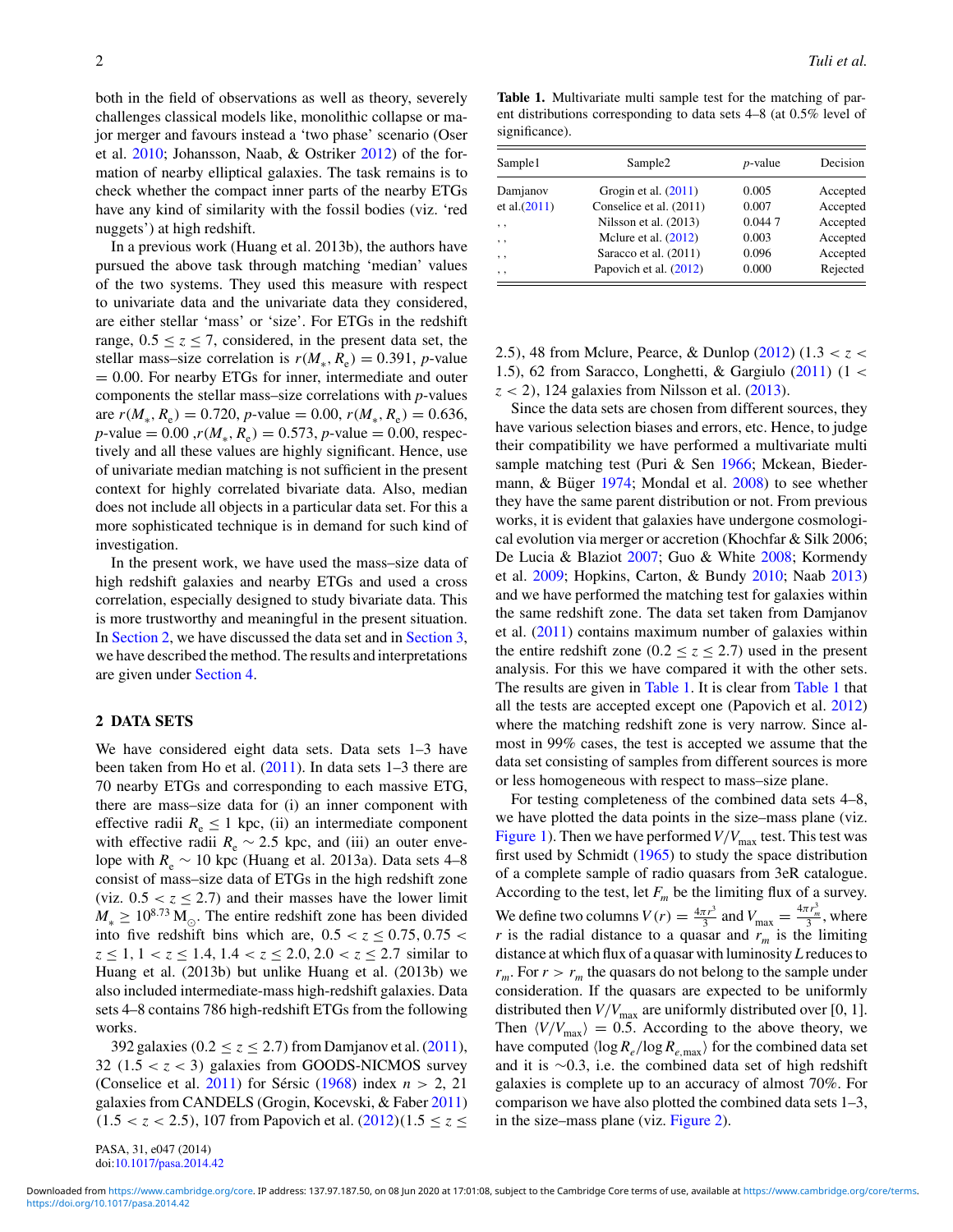both in the field of observations as well as theory, severely challenges classical models like, monolithic collapse or major merger and favours instead a 'two phase' scenario (Oser et al. 2010; Johansson, Naab, & Ostriker 2012) of the formation of nearby elliptical galaxies. The task remains is to check whether the compact inner parts of the nearby ETGs have any kind of similarity with the fossil bodies (viz. 'red nuggets') at high redshift.

In a previous work (Huang et al. 2013b), the authors have pursued the above task through matching 'median' values of the two systems. They used this measure with respect to univariate data and the univariate data they considered, are either stellar 'mass' or 'size'. For ETGs in the redshift range, $0.5 \leq z \leq 7$, considered, in the present data set, the stellar mass–size correlation is $r(M_*, R_e) = 0.391$, $p$-value $= 0.00$. For nearby ETGs for inner, intermediate and outer components the stellar mass–size correlations with $p$-values are $r(M_*, R_e) = 0.720$, $p$-value $= 0.00$, $r(M_*, R_e) = 0.636$, $p$-value $= 0.00$ ,$r(M_*, R_e) = 0.573$, $p$-value $= 0.00$, respectively and all these values are highly significant. Hence, use of univariate median matching is not sufficient in the present context for highly correlated bivariate data. Also, median does not include all objects in a particular data set. For this a more sophisticated technique is in demand for such kind of investigation.

In the present work, we have used the mass–size data of high redshift galaxies and nearby ETGs and used a cross correlation, especially designed to study bivariate data. This is more trustworthy and meaningful in the present situation. In Section 2, we have discussed the data set and in Section 3, we have described the method. The results and interpretations are given under Section 4.

## 2 DATA SETS

We have considered eight data sets. Data sets 1–3 have been taken from Ho et al. (2011). In data sets 1–3 there are 70 nearby ETGs and corresponding to each massive ETG, there are mass–size data for (i) an inner component with effective radii $R_e \leq 1$ kpc, (ii) an intermediate component with effective radii $R_e \sim 2.5$ kpc, and (iii) an outer envelope with $R_e \sim 10$ kpc (Huang et al. 2013a). Data sets 4–8 consist of mass–size data of ETGs in the high redshift zone (viz. $0.5 < z \leq 2.7$) and their masses have the lower limit $M_* \geq 10^{8.73}$ M$_\odot$. The entire redshift zone has been divided into five redshift bins which are, $0.5 < z \leq 0.75$, $0.75 < z \leq 1$, $1 < z \leq 1.4$, $1.4 < z \leq 2.0$, $2.0 < z \leq 2.7$ similar to Huang et al. (2013b) but unlike Huang et al. (2013b) we also included intermediate-mass high-redshift galaxies. Data sets 4–8 contains 786 high-redshift ETGs from the following works.

392 galaxies ($0.2 \leq z \leq 2.7$) from Damjanov et al. (2011), 32 ($1.5 < z < 3$) galaxies from GOODS-NICMOS survey (Conselice et al. 2011) for Sérsic (1968) index $n > 2$, 21 galaxies from CANDELS (Grogin, Kocevski, & Faber 2011) ($1.5 < z < 2.5$), 107 from Papovich et al. (2012)($1.5 \leq z \leq 2.5$), 48 from Mclure, Pearce, & Dunlop (2012) ($1.3 < z < 1.5$), 62 from Saracco, Longhetti, & Gargiulo (2011) ($1 < z < 2$), 124 galaxies from Nilsson et al. (2013).

**Table 1.** Multivariate multi sample test for the matching of parent distributions corresponding to data sets 4–8 (at 0.5% level of significance).

| Sample1 | Sample2 | $p$-value | Decision |
|---|---|---|---|
| Damjanov et al.(2011) | Grogin et al. (2011) | 0.005 | Accepted |
| | Conselice et al. (2011) | 0.007 | Accepted |
| ,, | Nilsson et al. (2013) | 0.044 7 | Accepted |
| ,, | Mclure et al. (2012) | 0.003 | Accepted |
| ,, | Saracco et al. (2011) | 0.096 | Accepted |
| ,, | Papovich et al. (2012) | 0.000 | Rejected |

Since the data sets are chosen from different sources, they have various selection biases and errors, etc. Hence, to judge their compatibility we have performed a multivariate multi sample matching test (Puri & Sen 1966; Mckean, Biedermann, & Büger 1974; Mondal et al. 2008) to see whether they have the same parent distribution or not. From previous works, it is evident that galaxies have undergone cosmological evolution via merger or accretion (Khochfar & Silk 2006; De Lucia & Blaziot 2007; Guo & White 2008; Kormendy et al. 2009; Hopkins, Carton, & Bundy 2010; Naab 2013) and we have performed the matching test for galaxies within the same redshift zone. The data set taken from Damjanov et al. (2011) contains maximum number of galaxies within the entire redshift zone ($0.2 \leq z \leq 2.7$) used in the present analysis. For this we have compared it with the other sets. The results are given in Table 1. It is clear from Table 1 that all the tests are accepted except one (Papovich et al. 2012) where the matching redshift zone is very narrow. Since almost in 99% cases, the test is accepted we assume that the data set consisting of samples from different sources is more or less homogeneous with respect to mass–size plane.

For testing completeness of the combined data sets 4–8, we have plotted the data points in the size–mass plane (viz. Figure 1). Then we have performed $V/V_{\max}$ test. This test was first used by Schmidt (1965) to study the space distribution of a complete sample of radio quasars from 3eR catalogue. According to the test, let $F_m$ be the limiting flux of a survey. We define two columns $V(r) = \frac{4\pi r^3}{3}$ and $V_{\max} = \frac{4\pi r_m^3}{3}$, where $r$ is the radial distance to a quasar and $r_m$ is the limiting distance at which flux of a quasar with luminosity $L$ reduces to $r_m$. For $r > r_m$ the quasars do not belong to the sample under consideration. If the quasars are expected to be uniformly distributed then $V/V_{\max}$ are uniformly distributed over [0, 1]. Then $\langle V/V_{\max} \rangle = 0.5$. According to the above theory, we have computed $\langle \log R_e / \log R_{e,\max} \rangle$ for the combined data set and it is $\sim$0.3, i.e. the combined data set of high redshift galaxies is complete up to an accuracy of almost 70%. For comparison we have also plotted the combined data sets 1–3, in the size–mass plane (viz. Figure 2).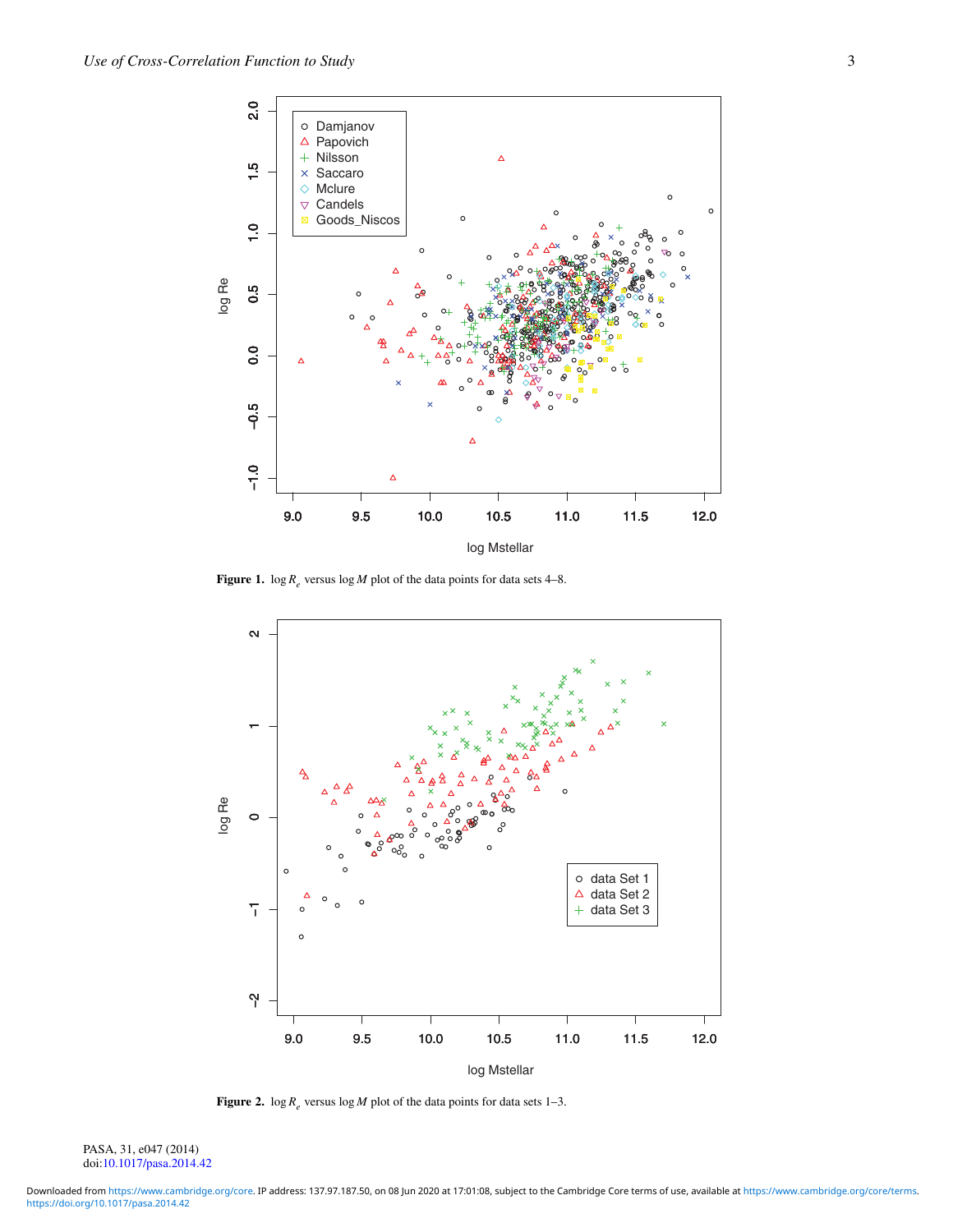**Figure 1.** $\log R_e$ versus $\log M$ plot of the data points for data sets 4–8.

**Figure 2.** $\log R_e$ versus $\log M$ plot of the data points for data sets 1–3.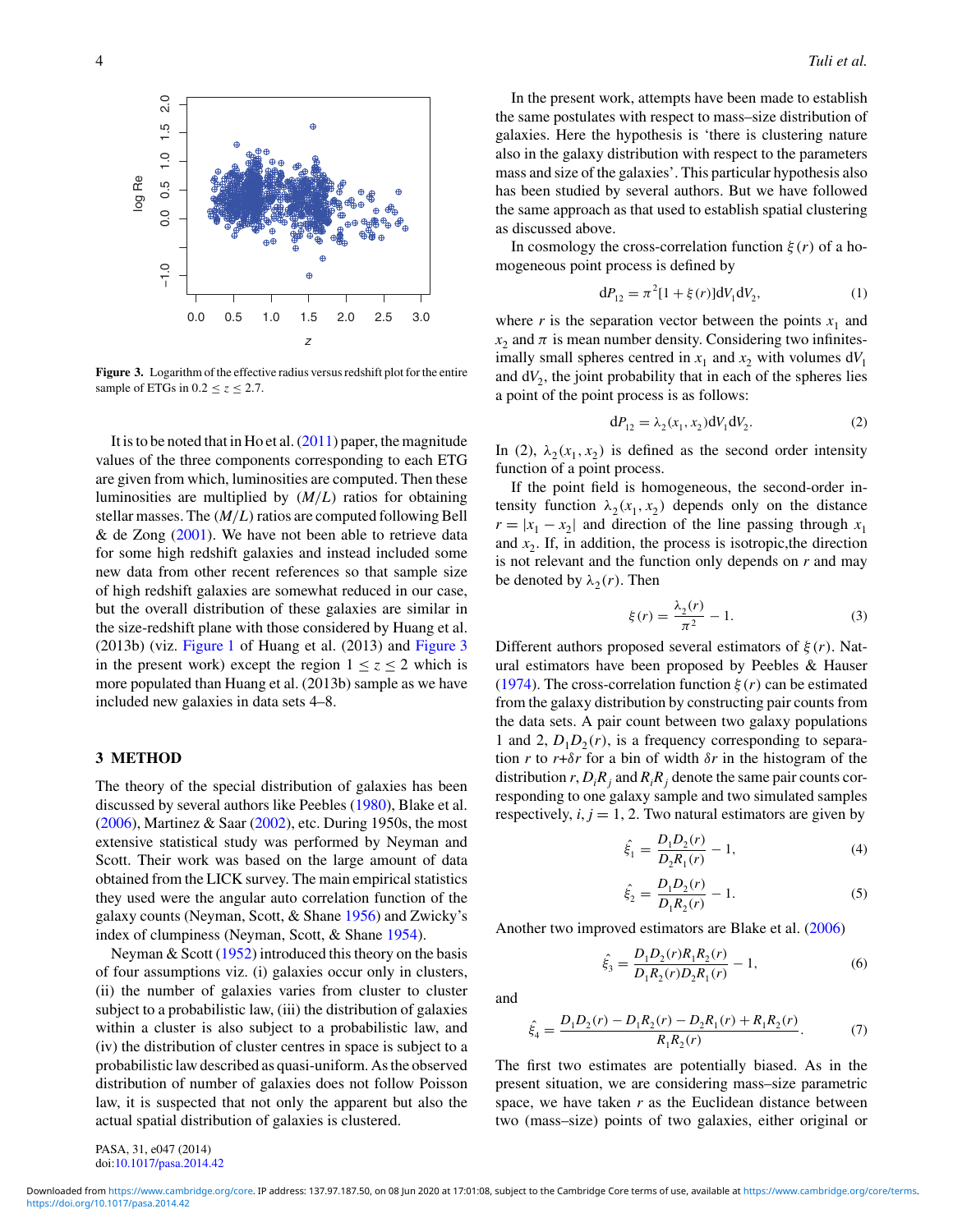**Figure 3.** Logarithm of the effective radius versus redshift plot for the entire sample of ETGs in $0.2 \leq z \leq 2.7$.

It is to be noted that in Ho et al. (2011) paper, the magnitude values of the three components corresponding to each ETG are given from which, luminosities are computed. Then these luminosities are multiplied by $(M/L)$ ratios for obtaining stellar masses. The $(M/L)$ ratios are computed following Bell & de Zong (2001). We have not been able to retrieve data for some high redshift galaxies and instead included some new data from other recent references so that sample size of high redshift galaxies are somewhat reduced in our case, but the overall distribution of these galaxies are similar in the size-redshift plane with those considered by Huang et al. (2013b) (viz. Figure 1 of Huang et al. (2013) and Figure 3 in the present work) except the region $1 \leq z \leq 2$ which is more populated than Huang et al. (2013b) sample as we have included new galaxies in data sets 4–8.

## 3 METHOD

The theory of the special distribution of galaxies has been discussed by several authors like Peebles (1980), Blake et al. (2006), Martinez & Saar (2002), etc. During 1950s, the most extensive statistical study was performed by Neyman and Scott. Their work was based on the large amount of data obtained from the LICK survey. The main empirical statistics they used were the angular auto correlation function of the galaxy counts (Neyman, Scott, & Shane 1956) and Zwicky's index of clumpiness (Neyman, Scott, & Shane 1954).

Neyman & Scott (1952) introduced this theory on the basis of four assumptions viz. (i) galaxies occur only in clusters, (ii) the number of galaxies varies from cluster to cluster subject to a probabilistic law, (iii) the distribution of galaxies within a cluster is also subject to a probabilistic law, and (iv) the distribution of cluster centres in space is subject to a probabilistic law described as quasi-uniform. As the observed distribution of number of galaxies does not follow Poisson law, it is suspected that not only the apparent but also the actual spatial distribution of galaxies is clustered.

In the present work, attempts have been made to establish the same postulates with respect to mass–size distribution of galaxies. Here the hypothesis is 'there is clustering nature also in the galaxy distribution with respect to the parameters mass and size of the galaxies'. This particular hypothesis also has been studied by several authors. But we have followed the same approach as that used to establish spatial clustering as discussed above.

In cosmology the cross-correlation function $\xi(r)$ of a homogeneous point process is defined by

$$\mathrm{d}P_{12} = \pi^2[1 + \xi(r)]\mathrm{d}V_1\mathrm{d}V_2, \tag{1}$$

where $r$ is the separation vector between the points $x_1$ and $x_2$ and $\pi$ is mean number density. Considering two infinitesimally small spheres centred in $x_1$ and $x_2$ with volumes $\mathrm{d}V_1$ and $\mathrm{d}V_2$, the joint probability that in each of the spheres lies a point of the point process is as follows:

$$\mathrm{d}P_{12} = \lambda_2(x_1, x_2)\mathrm{d}V_1\mathrm{d}V_2. \tag{2}$$

In (2), $\lambda_2(x_1, x_2)$ is defined as the second order intensity function of a point process.

If the point field is homogeneous, the second-order intensity function $\lambda_2(x_1, x_2)$ depends only on the distance $r = |x_1 - x_2|$ and direction of the line passing through $x_1$ and $x_2$. If, in addition, the process is isotropic,the direction is not relevant and the function only depends on $r$ and may be denoted by $\lambda_2(r)$. Then

$$\xi(r) = \frac{\lambda_2(r)}{\pi^2} - 1. \tag{3}$$

Different authors proposed several estimators of $\xi(r)$. Natural estimators have been proposed by Peebles & Hauser (1974). The cross-correlation function $\xi(r)$ can be estimated from the galaxy distribution by constructing pair counts from the data sets. A pair count between two galaxy populations 1 and 2, $D_1D_2(r)$, is a frequency corresponding to separation $r$ to $r$+$\delta r$ for a bin of width $\delta r$ in the histogram of the distribution $r$, $D_iR_j$ and $R_iR_j$ denote the same pair counts corresponding to one galaxy sample and two simulated samples respectively, $i, j = 1, 2$. Two natural estimators are given by

$$\hat{\xi}_1 = \frac{D_1D_2(r)}{D_2R_1(r)} - 1, \tag{4}$$

$$\hat{\xi}_2 = \frac{D_1D_2(r)}{D_1R_2(r)} - 1. \tag{5}$$

Another two improved estimators are Blake et al. (2006)

$$\hat{\xi}_3 = \frac{D_1D_2(r)R_1R_2(r)}{D_1R_2(r)D_2R_1(r)} - 1, \tag{6}$$

and

$$\hat{\xi}_4 = \frac{D_1D_2(r) - D_1R_2(r) - D_2R_1(r) + R_1R_2(r)}{R_1R_2(r)}. \tag{7}$$

The first two estimates are potentially biased. As in the present situation, we are considering mass–size parametric space, we have taken $r$ as the Euclidean distance between two (mass–size) points of two galaxies, either original or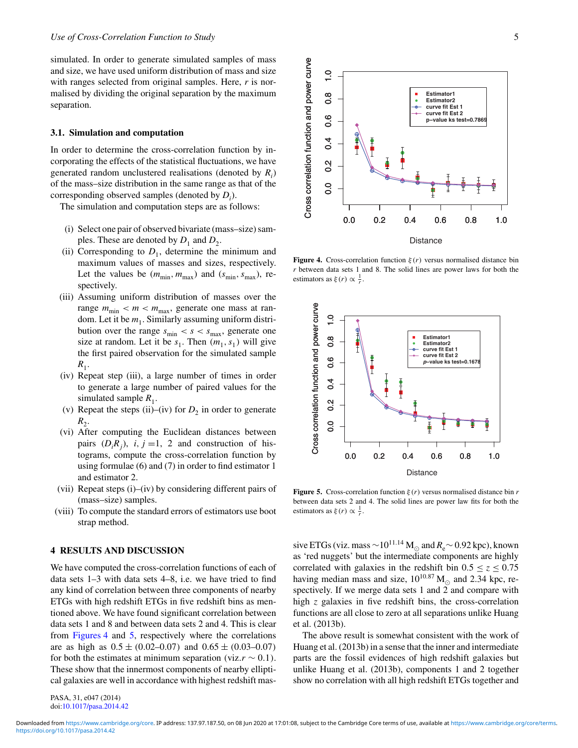simulated. In order to generate simulated samples of mass and size, we have used uniform distribution of mass and size with ranges selected from original samples. Here, $r$ is normalised by dividing the original separation by the maximum separation.

### 3.1. Simulation and computation

In order to determine the cross-correlation function by incorporating the effects of the statistical fluctuations, we have generated random unclustered realisations (denoted by $R_i$) of the mass–size distribution in the same range as that of the corresponding observed samples (denoted by $D_i$).

The simulation and computation steps are as follows:

(i) Select one pair of observed bivariate (mass–size) samples. These are denoted by $D_1$ and $D_2$.

(ii) Corresponding to $D_1$, determine the minimum and maximum values of masses and sizes, respectively. Let the values be $(m_{\min}, m_{\max})$ and $(s_{\min}, s_{\max})$, respectively.

(iii) Assuming uniform distribution of masses over the range $m_{\min} < m < m_{\max}$, generate one mass at random. Let it be $m_1$. Similarly assuming uniform distribution over the range $s_{\min} < s < s_{\max}$, generate one size at random. Let it be $s_1$. Then $(m_1, s_1)$ will give the first paired observation for the simulated sample $R_1$.

(iv) Repeat step (iii), a large number of times in order to generate a large number of paired values for the simulated sample $R_1$.

(v) Repeat the steps (ii)–(iv) for $D_2$ in order to generate $R_2$.

(vi) After computing the Euclidean distances between pairs $(D_i R_j)$, $i, j = 1, 2$ and construction of histograms, compute the cross-correlation function by using formulae (6) and (7) in order to find estimator 1 and estimator 2.

(vii) Repeat steps (i)–(iv) by considering different pairs of (mass–size) samples.

(viii) To compute the standard errors of estimators use boot strap method.

## 4 RESULTS AND DISCUSSION

We have computed the cross-correlation functions of each of data sets 1–3 with data sets 4–8, i.e. we have tried to find any kind of correlation between three components of nearby ETGs with high redshift ETGs in five redshift bins as mentioned above. We have found significant correlation between data sets 1 and 8 and between data sets 2 and 4. This is clear from Figures 4 and 5, respectively where the correlations are as high as $0.5 \pm (0.02\text{–}0.07)$ and $0.65 \pm (0.03\text{–}0.07)$ for both the estimates at minimum separation (viz.$r \sim 0.1$). These show that the innermost components of nearby elliptical galaxies are well in accordance with highest redshift massive ETGs (viz. mass $\sim 10^{11.14}$ $M_{\odot}$ and $R_e \sim 0.92$ kpc), known as 'red nuggets' but the intermediate components are highly correlated with galaxies in the redshift bin $0.5 \leq z \leq 0.75$ having median mass and size, $10^{10.87}$ $M_{\odot}$ and 2.34 kpc, respectively. If we merge data sets 1 and 2 and compare with high $z$ galaxies in five redshift bins, the cross-correlation functions are all close to zero at all separations unlike Huang et al. (2013b).

Figure 4. Cross-correlation function $\xi(r)$ versus normalised distance bin $r$ between data sets 1 and 8. The solid lines are power laws for both the estimators as $\xi(r) \propto \frac{1}{r}$.

Figure 5. Cross-correlation function $\xi(r)$ versus normalised distance bin $r$ between data sets 2 and 4. The solid lines are power law fits for both the estimators as $\xi(r) \propto \frac{1}{r}$.

The above result is somewhat consistent with the work of Huang et al. (2013b) in a sense that the inner and intermediate parts are the fossil evidences of high redshift galaxies but unlike Huang et al. (2013b), components 1 and 2 together show no correlation with all high redshift ETGs together and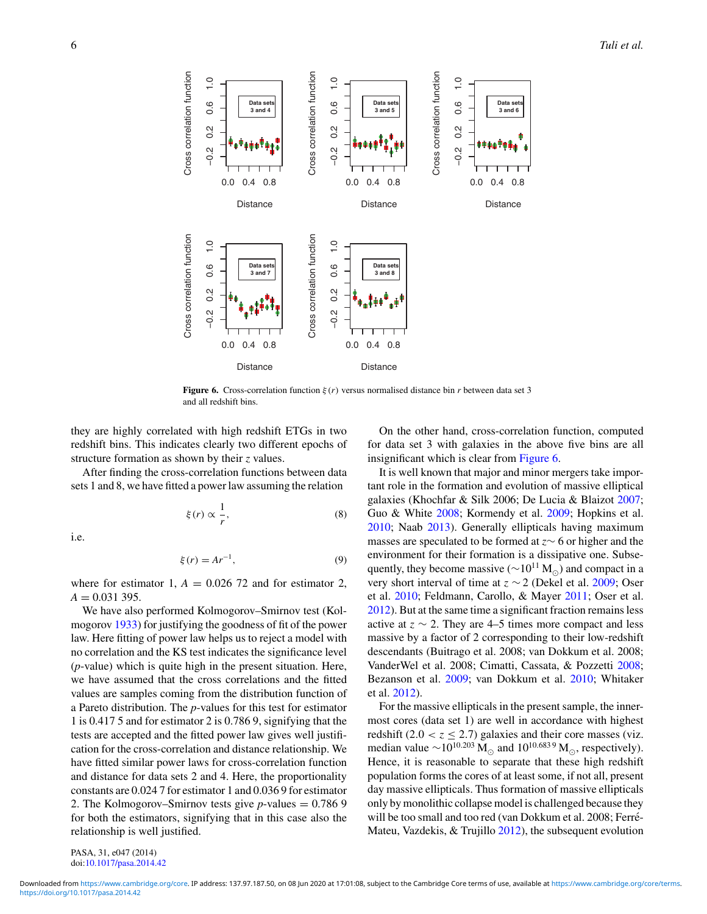**Figure 6.** Cross-correlation function $\xi(r)$ versus normalised distance bin $r$ between data set 3 and all redshift bins.

they are highly correlated with high redshift ETGs in two redshift bins. This indicates clearly two different epochs of structure formation as shown by their $z$ values.

After finding the cross-correlation functions between data sets 1 and 8, we have fitted a power law assuming the relation

$$\xi(r) \propto \frac{1}{r}, \tag{8}$$

i.e.

$$\xi(r) = Ar^{-1}, \tag{9}$$

where for estimator 1, $A = 0.026\,72$ and for estimator 2, $A = 0.031\,395$.

We have also performed Kolmogorov–Smirnov test (Kolmogorov 1933) for justifying the goodness of fit of the power law. Here fitting of power law helps us to reject a model with no correlation and the KS test indicates the significance level ($p$-value) which is quite high in the present situation. Here, we have assumed that the cross correlations and the fitted values are samples coming from the distribution function of a Pareto distribution. The $p$-values for this test for estimator 1 is 0.417 5 and for estimator 2 is 0.786 9, signifying that the tests are accepted and the fitted power law gives well justification for the cross-correlation and distance relationship. We have fitted similar power laws for cross-correlation function and distance for data sets 2 and 4. Here, the proportionality constants are 0.024 7 for estimator 1 and 0.036 9 for estimator 2. The Kolmogorov–Smirnov tests give $p$-values = 0.786 9 for both the estimators, signifying that in this case also the relationship is well justified.

On the other hand, cross-correlation function, computed for data set 3 with galaxies in the above five bins are all insignificant which is clear from Figure 6.

It is well known that major and minor mergers take important role in the formation and evolution of massive elliptical galaxies (Khochfar & Silk 2006; De Lucia & Blaizot 2007; Guo & White 2008; Kormendy et al. 2009; Hopkins et al. 2010; Naab 2013). Generally ellipticals having maximum masses are speculated to be formed at $z \sim 6$ or higher and the environment for their formation is a dissipative one. Subsequently, they become massive ($\sim 10^{11}$ M$_\odot$) and compact in a very short interval of time at $z \sim 2$ (Dekel et al. 2009; Oser et al. 2010; Feldmann, Carollo, & Mayer 2011; Oser et al. 2012). But at the same time a significant fraction remains less active at $z \sim 2$. They are 4–5 times more compact and less massive by a factor of 2 corresponding to their low-redshift descendants (Buitrago et al. 2008; van Dokkum et al. 2008; VanderWel et al. 2008; Cimatti, Cassata, & Pozzetti 2008; Bezanson et al. 2009; van Dokkum et al. 2010; Whitaker et al. 2012).

For the massive ellipticals in the present sample, the innermost cores (data set 1) are well in accordance with highest redshift ($2.0 < z \leq 2.7$) galaxies and their core masses (viz. median value $\sim 10^{10.203}$ M$_\odot$ and $10^{10.683\,9}$ M$_\odot$, respectively). Hence, it is reasonable to separate that these high redshift population forms the cores of at least some, if not all, present day massive ellipticals. Thus formation of massive ellipticals only by monolithic collapse model is challenged because they will be too small and too red (van Dokkum et al. 2008; Ferré-Mateu, Vazdekis, & Trujillo 2012), the subsequent evolution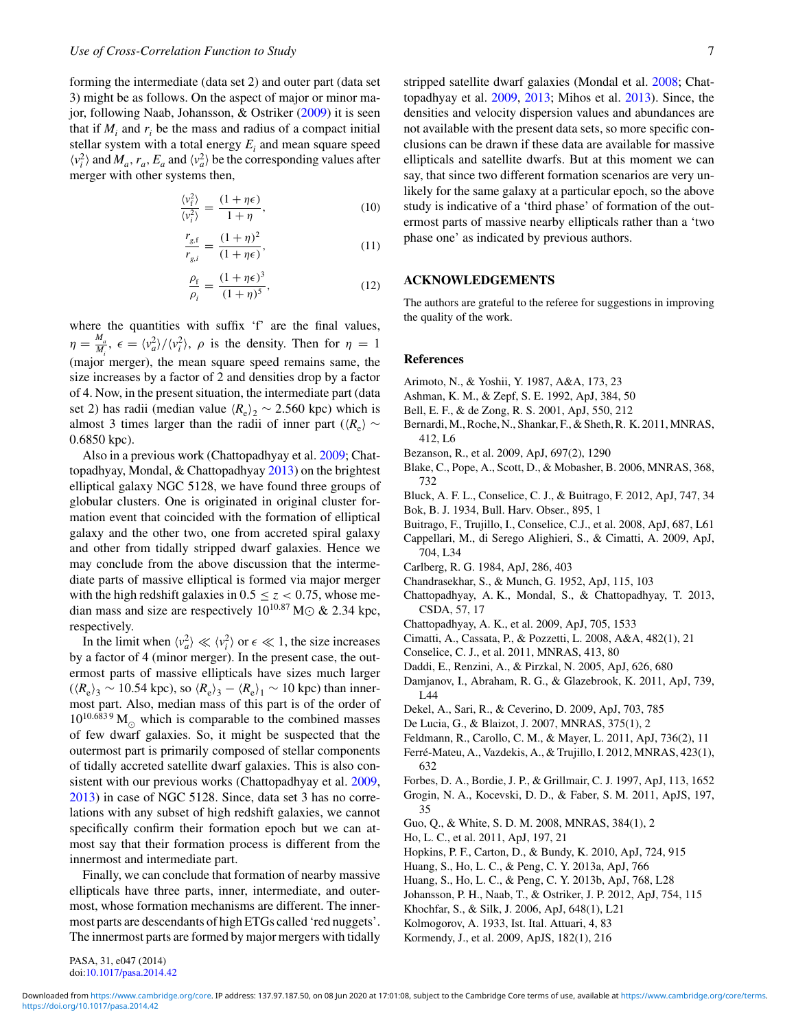forming the intermediate (data set 2) and outer part (data set 3) might be as follows. On the aspect of major or minor major, following Naab, Johansson, & Ostriker (2009) it is seen that if $M_i$ and $r_i$ be the mass and radius of a compact initial stellar system with a total energy $E_i$ and mean square speed $\langle v_i^2 \rangle$ and $M_a$, $r_a$, $E_a$ and $\langle v_a^2 \rangle$ be the corresponding values after merger with other systems then,

$$\frac{\langle v_f^2 \rangle}{\langle v_i^2 \rangle} = \frac{(1+\eta\epsilon)}{1+\eta}, \tag{10}$$

$$\frac{r_{g,f}}{r_{g,i}} = \frac{(1+\eta)^2}{(1+\eta\epsilon)}, \tag{11}$$

$$\frac{\rho_f}{\rho_i} = \frac{(1+\eta\epsilon)^3}{(1+\eta)^5}, \tag{12}$$

where the quantities with suffix 'f' are the final values, $\eta = \frac{M_a}{M_i}$, $\epsilon = \langle v_a^2 \rangle / \langle v_i^2 \rangle$, $\rho$ is the density. Then for $\eta = 1$ (major merger), the mean square speed remains same, the size increases by a factor of 2 and densities drop by a factor of 4. Now, in the present situation, the intermediate part (data set 2) has radii (median value $\langle R_e \rangle_2 \sim 2.560$ kpc) which is almost 3 times larger than the radii of inner part ($\langle R_e \rangle \sim 0.6850$ kpc).

Also in a previous work (Chattopadhyay et al. 2009; Chattopadhyay, Mondal, & Chattopadhyay 2013) on the brightest elliptical galaxy NGC 5128, we have found three groups of globular clusters. One is originated in original cluster formation event that coincided with the formation of elliptical galaxy and the other two, one from accreted spiral galaxy and other from tidally stripped dwarf galaxies. Hence we may conclude from the above discussion that the intermediate parts of massive elliptical is formed via major merger with the high redshift galaxies in $0.5 \leq z < 0.75$, whose median mass and size are respectively $10^{10.87}$ M$\odot$ & 2.34 kpc, respectively.

In the limit when $\langle v_a^2 \rangle \ll \langle v_i^2 \rangle$ or $\epsilon \ll 1$, the size increases by a factor of 4 (minor merger). In the present case, the outermost parts of massive ellipticals have sizes much larger ($\langle R_e \rangle_3 \sim 10.54$ kpc), so $\langle R_e \rangle_3 - \langle R_e \rangle_1 \sim 10$ kpc) than innermost part. Also, median mass of this part is of the order of $10^{10.6839}$ $M_\odot$ which is comparable to the combined masses of few dwarf galaxies. So, it might be suspected that the outermost part is primarily composed of stellar components of tidally accreted satellite dwarf galaxies. This is also consistent with our previous works (Chattopadhyay et al. 2009, 2013) in case of NGC 5128. Since, data set 3 has no correlations with any subset of high redshift galaxies, we cannot specifically confirm their formation epoch but we can atmost say that their formation process is different from the innermost and intermediate part.

Finally, we can conclude that formation of nearby massive ellipticals have three parts, inner, intermediate, and outermost, whose formation mechanisms are different. The innermost parts are descendants of high ETGs called 'red nuggets'. The innermost parts are formed by major mergers with tidally stripped satellite dwarf galaxies (Mondal et al. 2008; Chattopadhyay et al. 2009, 2013; Mihos et al. 2013). Since, the densities and velocity dispersion values and abundances are not available with the present data sets, so more specific conclusions can be drawn if these data are available for massive ellipticals and satellite dwarfs. But at this moment we can say, that since two different formation scenarios are very unlikely for the same galaxy at a particular epoch, so the above study is indicative of a 'third phase' of formation of the outermost parts of massive nearby ellipticals rather than a 'two phase one' as indicated by previous authors.

## ACKNOWLEDGEMENTS

The authors are grateful to the referee for suggestions in improving the quality of the work.

## References

Arimoto, N., & Yoshii, Y. 1987, A&A, 173, 23
Ashman, K. M., & Zepf, S. E. 1992, ApJ, 384, 50
Bell, E. F., & de Zong, R. S. 2001, ApJ, 550, 212
Bernardi, M., Roche, N., Shankar, F., & Sheth, R. K. 2011, MNRAS, 412, L6
Bezanson, R., et al. 2009, ApJ, 697(2), 1290
Blake, C., Pope, A., Scott, D., & Mobasher, B. 2006, MNRAS, 368, 732
Bluck, A. F. L., Conselice, C. J., & Buitrago, F. 2012, ApJ, 747, 34
Bok, B. J. 1934, Bull. Harv. Obser., 895, 1
Buitrago, F., Trujillo, I., Conselice, C.J., et al. 2008, ApJ, 687, L61
Cappellari, M., di Serego Alighieri, S., & Cimatti, A. 2009, ApJ, 704, L34
Carlberg, R. G. 1984, ApJ, 286, 403
Chandrasekhar, S., & Munch, G. 1952, ApJ, 115, 103
Chattopadhyay, A. K., Mondal, S., & Chattopadhyay, T. 2013, CSDA, 57, 17
Chattopadhyay, A. K., et al. 2009, ApJ, 705, 1533
Cimatti, A., Cassata, P., & Pozzetti, L. 2008, A&A, 482(1), 21
Conselice, C. J., et al. 2011, MNRAS, 413, 80
Daddi, E., Renzini, A., & Pirzkal, N. 2005, ApJ, 626, 680
Damjanov, I., Abraham, R. G., & Glazebrook, K. 2011, ApJ, 739, L44
Dekel, A., Sari, R., & Ceverino, D. 2009, ApJ, 703, 785
De Lucia, G., & Blaizot, J. 2007, MNRAS, 375(1), 2
Feldmann, R., Carollo, C. M., & Mayer, L. 2011, ApJ, 736(2), 11
Ferré-Mateu, A., Vazdekis, A., & Trujillo, I. 2012, MNRAS, 423(1), 632
Forbes, D. A., Bordie, J. P., & Grillmair, C. J. 1997, ApJ, 113, 1652
Grogin, N. A., Kocevski, D. D., & Faber, S. M. 2011, ApJS, 197, 35
Guo, Q., & White, S. D. M. 2008, MNRAS, 384(1), 2
Ho, L. C., et al. 2011, ApJ, 197, 21
Hopkins, P. F., Carton, D., & Bundy, K. 2010, ApJ, 724, 915
Huang, S., Ho, L. C., & Peng, C. Y. 2013a, ApJ, 766
Huang, S., Ho, L. C., & Peng, C. Y. 2013b, ApJ, 768, L28
Johansson, P. H., Naab, T., & Ostriker, J. P. 2012, ApJ, 754, 115
Khochfar, S., & Silk, J. 2006, ApJ, 648(1), L21
Kolmogorov, A. 1933, Ist. Ital. Attuari, 4, 83
Kormendy, J., et al. 2009, ApJS, 182(1), 216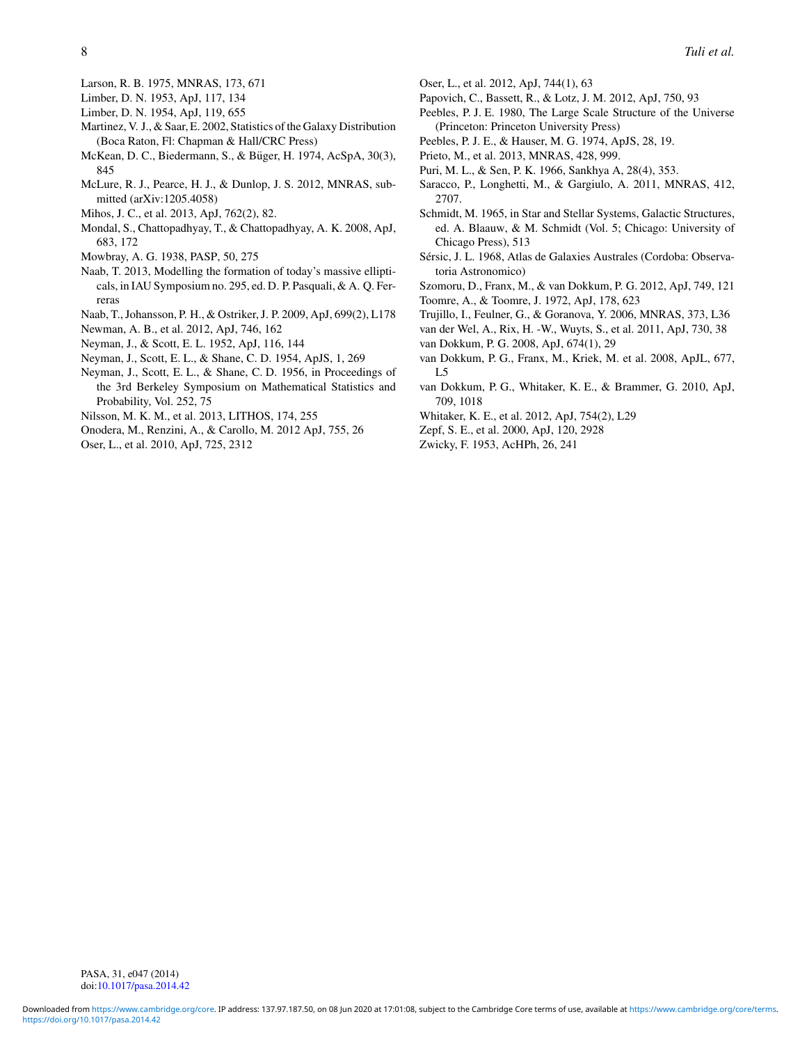Larson, R. B. 1975, MNRAS, 173, 671

Limber, D. N. 1953, ApJ, 117, 134

Limber, D. N. 1954, ApJ, 119, 655

Martinez, V. J., & Saar, E. 2002, Statistics of the Galaxy Distribution (Boca Raton, Fl: Chapman & Hall/CRC Press)

McKean, D. C., Biedermann, S., & Büger, H. 1974, AcSpA, 30(3), 845

McLure, R. J., Pearce, H. J., & Dunlop, J. S. 2012, MNRAS, submitted (arXiv:1205.4058)

Mihos, J. C., et al. 2013, ApJ, 762(2), 82.

Mondal, S., Chattopadhyay, T., & Chattopadhyay, A. K. 2008, ApJ, 683, 172

Mowbray, A. G. 1938, PASP, 50, 275

Naab, T. 2013, Modelling the formation of today's massive ellipticals, in IAU Symposium no. 295, ed. D. P. Pasquali, & A. Q. Ferreras

Naab, T., Johansson, P. H., & Ostriker, J. P. 2009, ApJ, 699(2), L178

Newman, A. B., et al. 2012, ApJ, 746, 162

Neyman, J., & Scott, E. L. 1952, ApJ, 116, 144

Neyman, J., Scott, E. L., & Shane, C. D. 1954, ApJS, 1, 269

Neyman, J., Scott, E. L., & Shane, C. D. 1956, in Proceedings of the 3rd Berkeley Symposium on Mathematical Statistics and Probability, Vol. 252, 75

Nilsson, M. K. M., et al. 2013, LITHOS, 174, 255

Onodera, M., Renzini, A., & Carollo, M. 2012 ApJ, 755, 26

Oser, L., et al. 2010, ApJ, 725, 2312

Oser, L., et al. 2012, ApJ, 744(1), 63

Papovich, C., Bassett, R., & Lotz, J. M. 2012, ApJ, 750, 93

Peebles, P. J. E. 1980, The Large Scale Structure of the Universe (Princeton: Princeton University Press)

Peebles, P. J. E., & Hauser, M. G. 1974, ApJS, 28, 19.

Prieto, M., et al. 2013, MNRAS, 428, 999.

Puri, M. L., & Sen, P. K. 1966, Sankhya A, 28(4), 353.

Saracco, P., Longhetti, M., & Gargiulo, A. 2011, MNRAS, 412, 2707.

Schmidt, M. 1965, in Star and Stellar Systems, Galactic Structures, ed. A. Blaauw, & M. Schmidt (Vol. 5; Chicago: University of Chicago Press), 513

Sérsic, J. L. 1968, Atlas de Galaxies Australes (Cordoba: Observatoria Astronomico)

Szomoru, D., Franx, M., & van Dokkum, P. G. 2012, ApJ, 749, 121

Toomre, A., & Toomre, J. 1972, ApJ, 178, 623

Trujillo, I., Feulner, G., & Goranova, Y. 2006, MNRAS, 373, L36

van der Wel, A., Rix, H. -W., Wuyts, S., et al. 2011, ApJ, 730, 38

van Dokkum, P. G. 2008, ApJ, 674(1), 29

van Dokkum, P. G., Franx, M., Kriek, M. et al. 2008, ApJL, 677, L5

van Dokkum, P. G., Whitaker, K. E., & Brammer, G. 2010, ApJ, 709, 1018

Whitaker, K. E., et al. 2012, ApJ, 754(2), L29

Zepf, S. E., et al. 2000, ApJ, 120, 2928

Zwicky, F. 1953, AcHPh, 26, 241